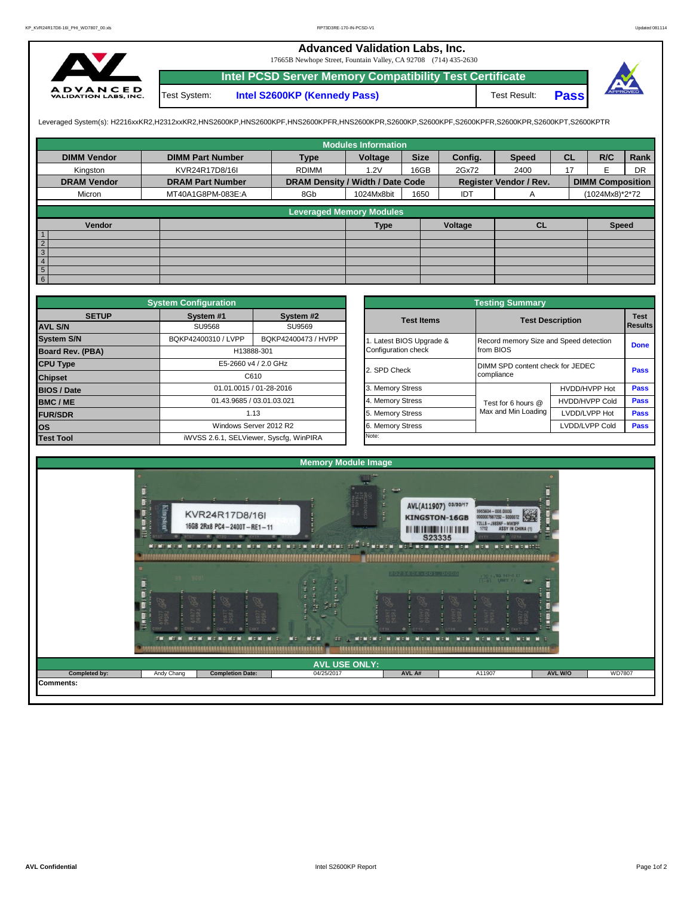# Advanced Validation Labs, Inc.

17665B Newhope Street, Fountain Valley, CA 92708 (714) 435-2630

## Intel PCSD Server Memory Compatibility Test Certificate

Test System: **Intel S2600KP (Kennedy Pass)** Test Result: **Pass**

Leveraged System(s): H2216xxKR2,H2312xxKR2,HNS2600KP,HNS2600KPF,HNS2600KPFR,HNS2600KPR,S2600KP,S2600KPF,S2600KPFR,S2600KPR,S2600KPT,S2600KPTR

### Modules Information

| DIMM Vendor | DIMM Part Number | Type | Voltage | Size | Config. | Speed | CL | R/C | Rank |
|---|---|---|---|---|---|---|---|---|---|
| Kingston | KVR24R17D8/16I | RDIMM | 1.2V | 16GB | 2Gx72 | 2400 | 17 | E | DR |
| **DRAM Vendor** | **DRAM Part Number** | **DRAM Density / Width / Date Code** | | | **Register Vendor / Rev.** | | **DIMM Composition** | | |
| Micron | MT40A1G8PM-083E:A | 8Gb | 1024Mx8bit | 1650 | IDT | A | (1024Mx8)*2*72 | | |

### Leveraged Memory Modules

| | Vendor | | Type | Voltage | CL | Speed |
|---|---|---|---|---|---|---|
| 1 | | | | | | |
| 2 | | | | | | |
| 3 | | | | | | |
| 4 | | | | | | |
| 5 | | | | | | |
| 6 | | | | | | |

### System Configuration

| SETUP | System #1 | System #2 |
|---|---|---|
| AVL S/N | SU9568 | SU9569 |
| System S/N | BQKP42400310 / LVPP | BQKP42400473 / HVPP |
| Board Rev. (PBA) | H13888-301 | |
| CPU Type | E5-2660 v4 / 2.0 GHz | |
| Chipset | C610 | |
| BIOS / Date | 01.01.0015 / 01-28-2016 | |
| BMC / ME | 01.43.9685 / 03.01.03.021 | |
| FUR/SDR | 1.13 | |
| OS | Windows Server 2012 R2 | |
| Test Tool | iWVSS 2.6.1, SELViewer, Syscfg, WinPIRA | |

### Testing Summary

| Test Items | Test Description | | Test Results |
|---|---|---|---|
| 1. Latest BIOS Upgrade & Configuration check | Record memory Size and Speed detection from BIOS | | Done |
| 2. SPD Check | DIMM SPD content check for JEDEC compliance | | Pass |
| 3. Memory Stress | Test for 6 hours @ Max and Min Loading | HVDD/HVPP Hot | Pass |
| 4. Memory Stress | | HVDD/HVPP Cold | Pass |
| 5. Memory Stress | | LVDD/LVPP Hot | Pass |
| 6. Memory Stress | | LVDD/LVPP Cold | Pass |

Note:

### Memory Module Image

### AVL USE ONLY:

| Completed by: | Andy Chang | Completion Date: | 04/25/2017 | AVL A# | A11907 | AVL W/O | WD7807 |
|---|---|---|---|---|---|---|---|

Comments: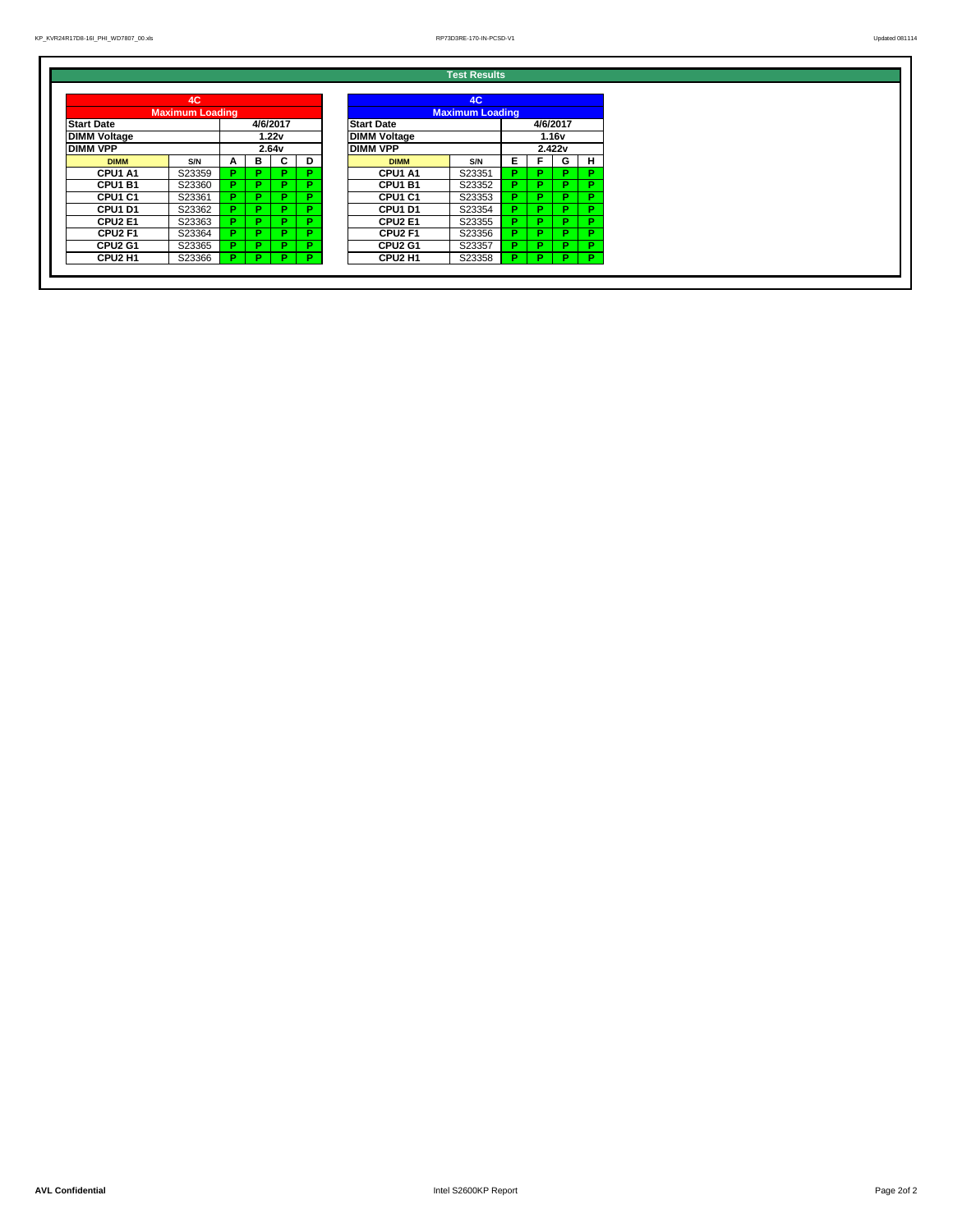## Test Results

| 4C Maximum Loading | | | | | |
|---|---|---|---|---|---|
| **Start Date** | | 4/6/2017 | | | |
| **DIMM Voltage** | | 1.22v | | | |
| **DIMM VPP** | | 2.64v | | | |
| **DIMM** | **S/N** | **A** | **B** | **C** | **D** |
| **CPU1 A1** | S23359 | P | P | P | P |
| **CPU1 B1** | S23360 | P | P | P | P |
| **CPU1 C1** | S23361 | P | P | P | P |
| **CPU1 D1** | S23362 | P | P | P | P |
| **CPU2 E1** | S23363 | P | P | P | P |
| **CPU2 F1** | S23364 | P | P | P | P |
| **CPU2 G1** | S23365 | P | P | P | P |
| **CPU2 H1** | S23366 | P | P | P | P |

| 4C Maximum Loading | | | | | |
|---|---|---|---|---|---|
| **Start Date** | | 4/6/2017 | | | |
| **DIMM Voltage** | | 1.16v | | | |
| **DIMM VPP** | | 2.422v | | | |
| **DIMM** | **S/N** | **E** | **F** | **G** | **H** |
| **CPU1 A1** | S23351 | P | P | P | P |
| **CPU1 B1** | S23352 | P | P | P | P |
| **CPU1 C1** | S23353 | P | P | P | P |
| **CPU1 D1** | S23354 | P | P | P | P |
| **CPU2 E1** | S23355 | P | P | P | P |
| **CPU2 F1** | S23356 | P | P | P | P |
| **CPU2 G1** | S23357 | P | P | P | P |
| **CPU2 H1** | S23358 | P | P | P | P |